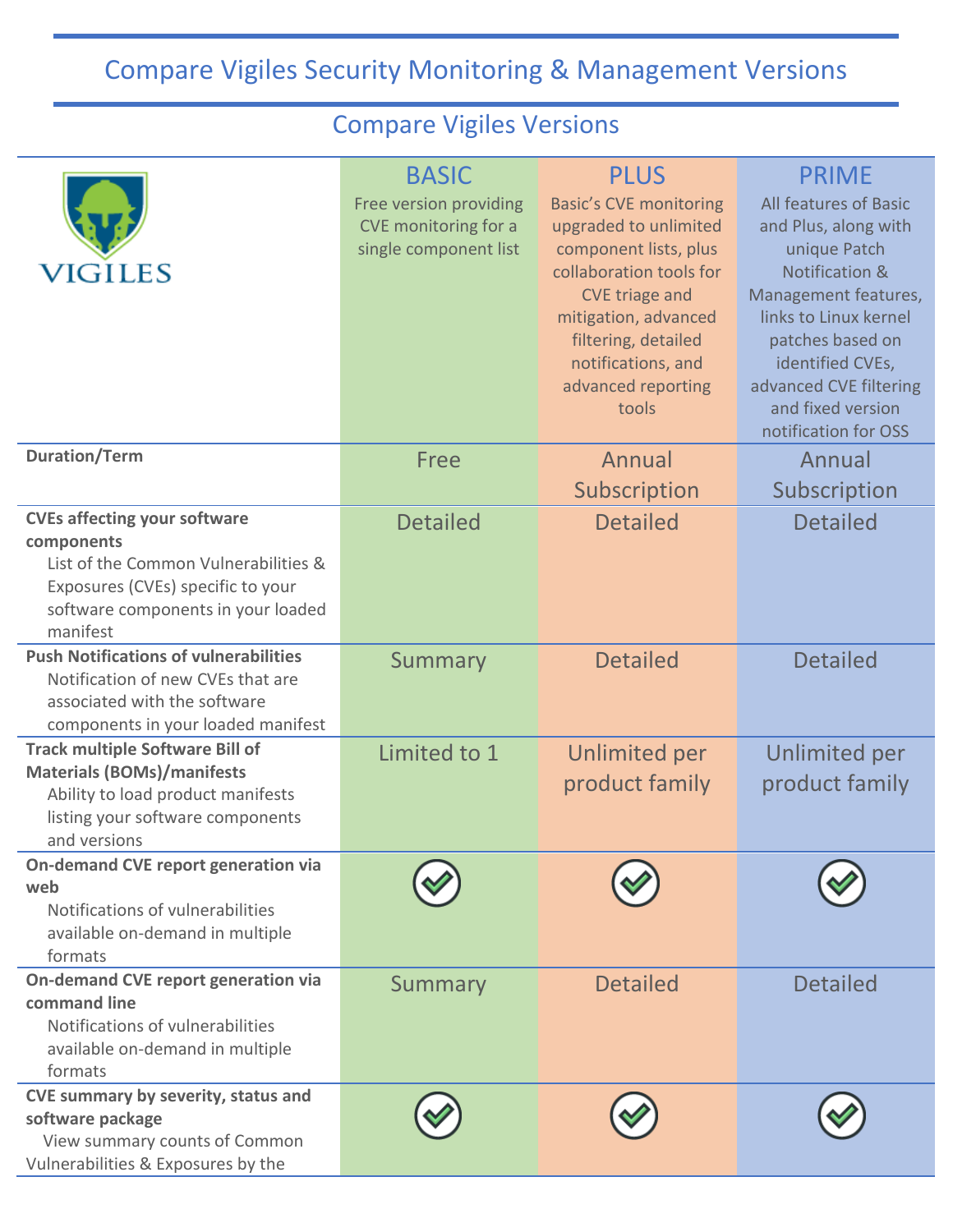# Compare Vigiles Security Monitoring & Management Versions

## Compare Vigiles Versions

| VIGILES | BASIC<br>Free version providing CVE monitoring for a single component list | PLUS<br>Basic's CVE monitoring upgraded to unlimited component lists, plus collaboration tools for CVE triage and mitigation, advanced filtering, detailed notifications, and advanced reporting tools | PRIME<br>All features of Basic and Plus, along with unique Patch Notification & Management features, links to Linux kernel patches based on identified CVEs, advanced CVE filtering and fixed version notification for OSS |
|---|---|---|---|
| **Duration/Term** | Free | Annual Subscription | Annual Subscription |
| **CVEs affecting your software components**<br>List of the Common Vulnerabilities & Exposures (CVEs) specific to your software components in your loaded manifest | Detailed | Detailed | Detailed |
| **Push Notifications of vulnerabilities**<br>Notification of new CVEs that are associated with the software components in your loaded manifest | Summary | Detailed | Detailed |
| **Track multiple Software Bill of Materials (BOMs)/manifests**<br>Ability to load product manifests listing your software components and versions | Limited to 1 | Unlimited per product family | Unlimited per product family |
| **On-demand CVE report generation via web**<br>Notifications of vulnerabilities available on-demand in multiple formats | ✓ | ✓ | ✓ |
| **On-demand CVE report generation via command line**<br>Notifications of vulnerabilities available on-demand in multiple formats | Summary | Detailed | Detailed |
| **CVE summary by severity, status and software package**<br>View summary counts of Common Vulnerabilities & Exposures by the | ✓ | ✓ | ✓ |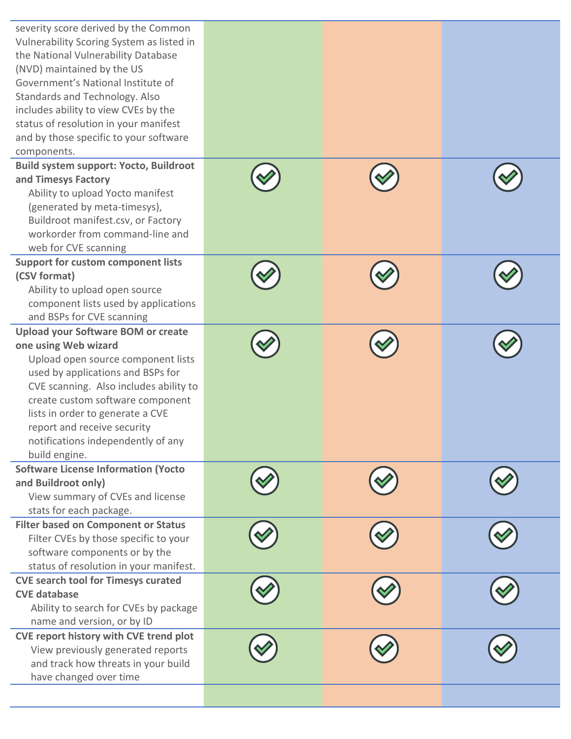| | | | |
|---|---|---|---|
| severity score derived by the Common Vulnerability Scoring System as listed in the National Vulnerability Database (NVD) maintained by the US Government's National Institute of Standards and Technology. Also includes ability to view CVEs by the status of resolution in your manifest and by those specific to your software components. | | | |
| **Build system support: Yocto, Buildroot and Timesys Factory**<br>Ability to upload Yocto manifest (generated by meta-timesys), Buildroot manifest.csv, or Factory workorder from command-line and web for CVE scanning | ✓ | ✓ | ✓ |
| **Support for custom component lists (CSV format)**<br>Ability to upload open source component lists used by applications and BSPs for CVE scanning | ✓ | ✓ | ✓ |
| **Upload your Software BOM or create one using Web wizard**<br>Upload open source component lists used by applications and BSPs for CVE scanning. Also includes ability to create custom software component lists in order to generate a CVE report and receive security notifications independently of any build engine. | ✓ | ✓ | ✓ |
| **Software License Information (Yocto and Buildroot only)**<br>View summary of CVEs and license stats for each package. | ✓ | ✓ | ✓ |
| **Filter based on Component or Status**<br>Filter CVEs by those specific to your software components or by the status of resolution in your manifest. | ✓ | ✓ | ✓ |
| **CVE search tool for Timesys curated CVE database**<br>Ability to search for CVEs by package name and version, or by ID | ✓ | ✓ | ✓ |
| **CVE report history with CVE trend plot**<br>View previously generated reports and track how threats in your build have changed over time | ✓ | ✓ | ✓ |
| | | | |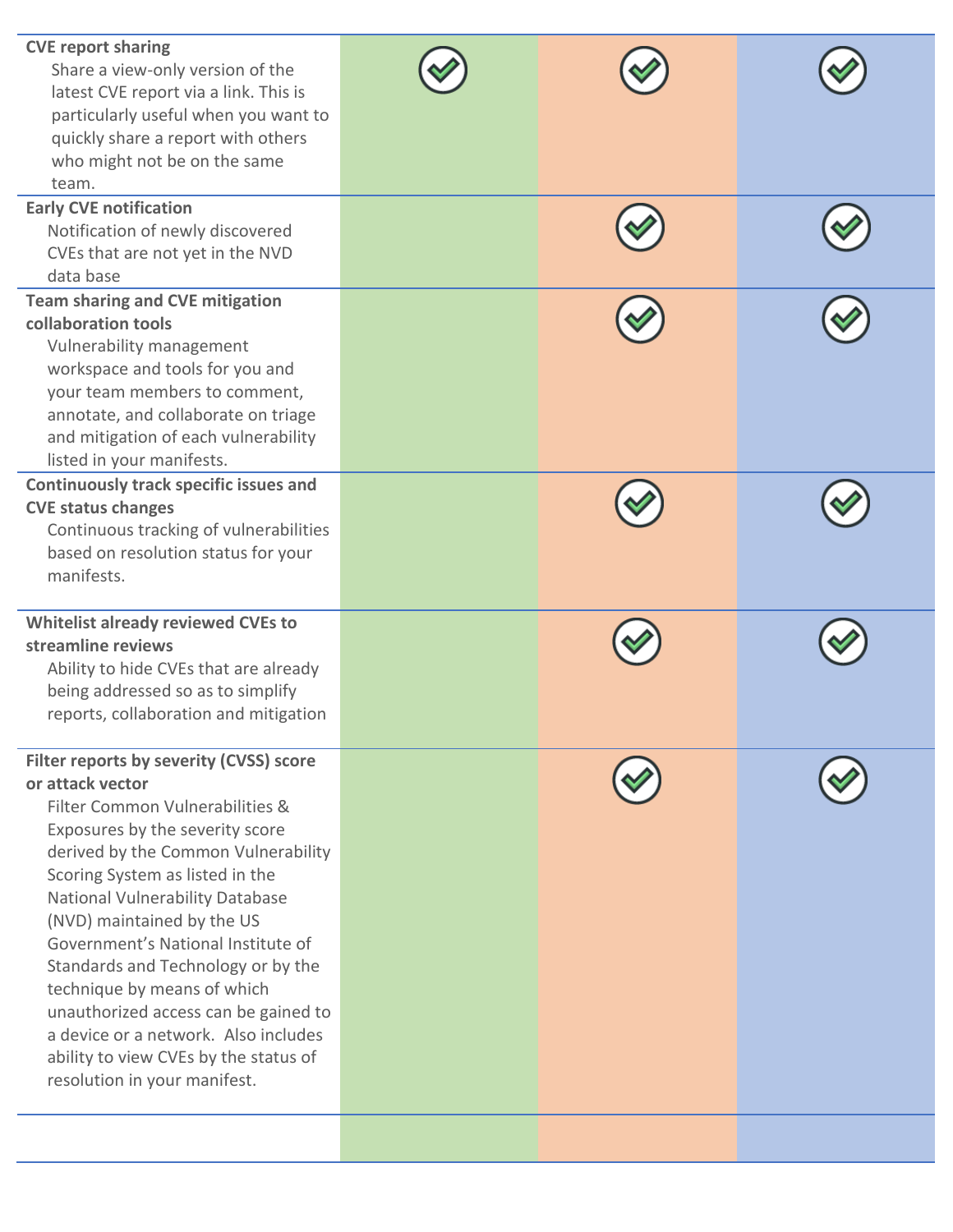| | | | |
|---|---|---|---|
| **CVE report sharing**<br>Share a view-only version of the latest CVE report via a link. This is particularly useful when you want to quickly share a report with others who might not be on the same team. | ✓ | ✓ | ✓ |
| **Early CVE notification**<br>Notification of newly discovered CVEs that are not yet in the NVD data base | | ✓ | ✓ |
| **Team sharing and CVE mitigation collaboration tools**<br>Vulnerability management workspace and tools for you and your team members to comment, annotate, and collaborate on triage and mitigation of each vulnerability listed in your manifests. | | ✓ | ✓ |
| **Continuously track specific issues and CVE status changes**<br>Continuous tracking of vulnerabilities based on resolution status for your manifests. | | ✓ | ✓ |
| **Whitelist already reviewed CVEs to streamline reviews**<br>Ability to hide CVEs that are already being addressed so as to simplify reports, collaboration and mitigation | | ✓ | ✓ |
| **Filter reports by severity (CVSS) score or attack vector**<br>Filter Common Vulnerabilities & Exposures by the severity score derived by the Common Vulnerability Scoring System as listed in the National Vulnerability Database (NVD) maintained by the US Government's National Institute of Standards and Technology or by the technique by means of which unauthorized access can be gained to a device or a network. Also includes ability to view CVEs by the status of resolution in your manifest. | | ✓ | ✓ |
| | | | |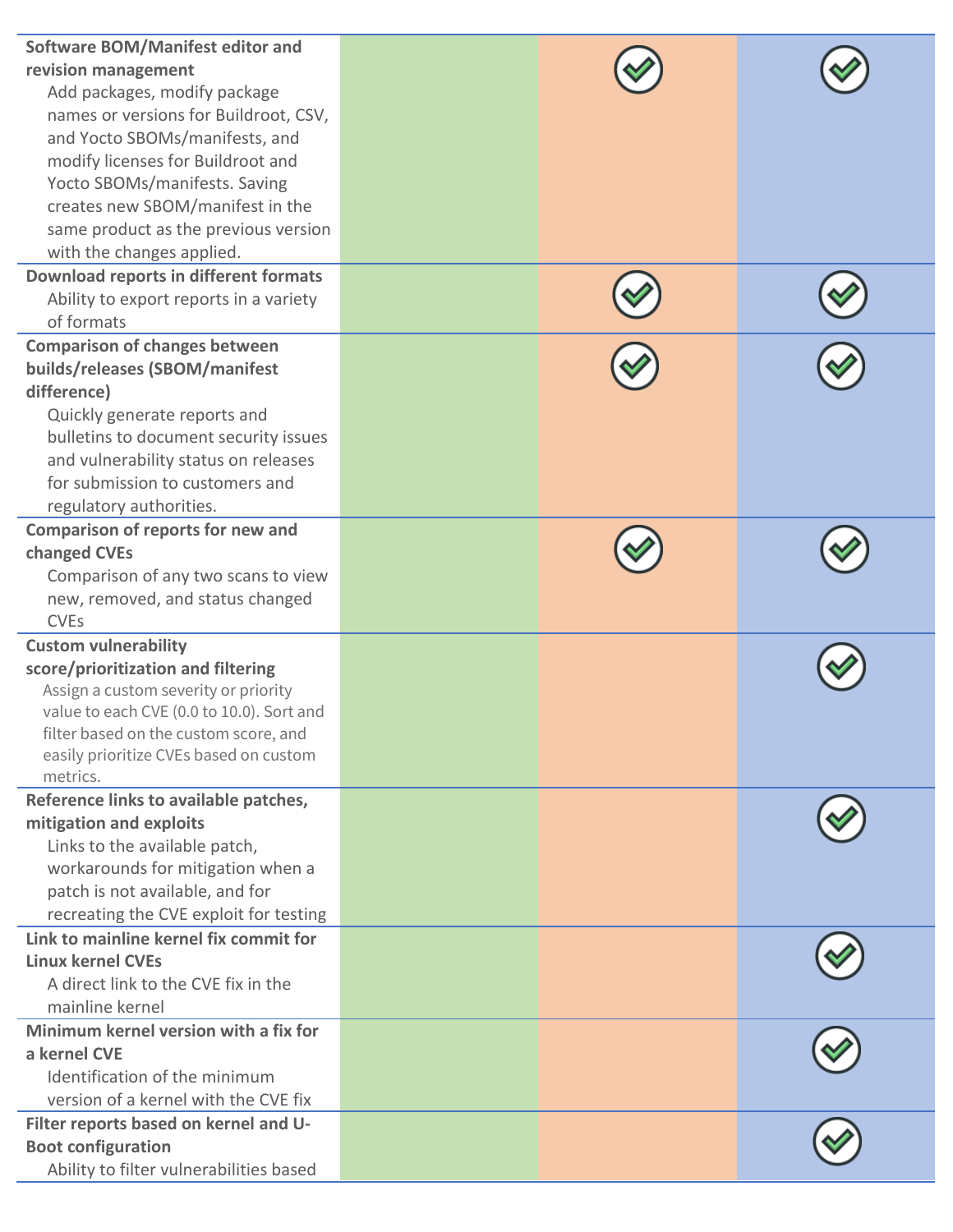| Feature | | | |
|---|---|---|---|
| **Software BOM/Manifest editor and revision management**<br>Add packages, modify package names or versions for Buildroot, CSV, and Yocto SBOMs/manifests, and modify licenses for Buildroot and Yocto SBOMs/manifests. Saving creates new SBOM/manifest in the same product as the previous version with the changes applied. | | ✓ | ✓ |
| **Download reports in different formats**<br>Ability to export reports in a variety of formats | | ✓ | ✓ |
| **Comparison of changes between builds/releases (SBOM/manifest difference)**<br>Quickly generate reports and bulletins to document security issues and vulnerability status on releases for submission to customers and regulatory authorities. | | ✓ | ✓ |
| **Comparison of reports for new and changed CVEs**<br>Comparison of any two scans to view new, removed, and status changed CVEs | | ✓ | ✓ |
| **Custom vulnerability score/prioritization and filtering**<br>Assign a custom severity or priority value to each CVE (0.0 to 10.0). Sort and filter based on the custom score, and easily prioritize CVEs based on custom metrics. | | | ✓ |
| **Reference links to available patches, mitigation and exploits**<br>Links to the available patch, workarounds for mitigation when a patch is not available, and for recreating the CVE exploit for testing | | | ✓ |
| **Link to mainline kernel fix commit for Linux kernel CVEs**<br>A direct link to the CVE fix in the mainline kernel | | | ✓ |
| **Minimum kernel version with a fix for a kernel CVE**<br>Identification of the minimum version of a kernel with the CVE fix | | | ✓ |
| **Filter reports based on kernel and U-Boot configuration**<br>Ability to filter vulnerabilities based | | | ✓ |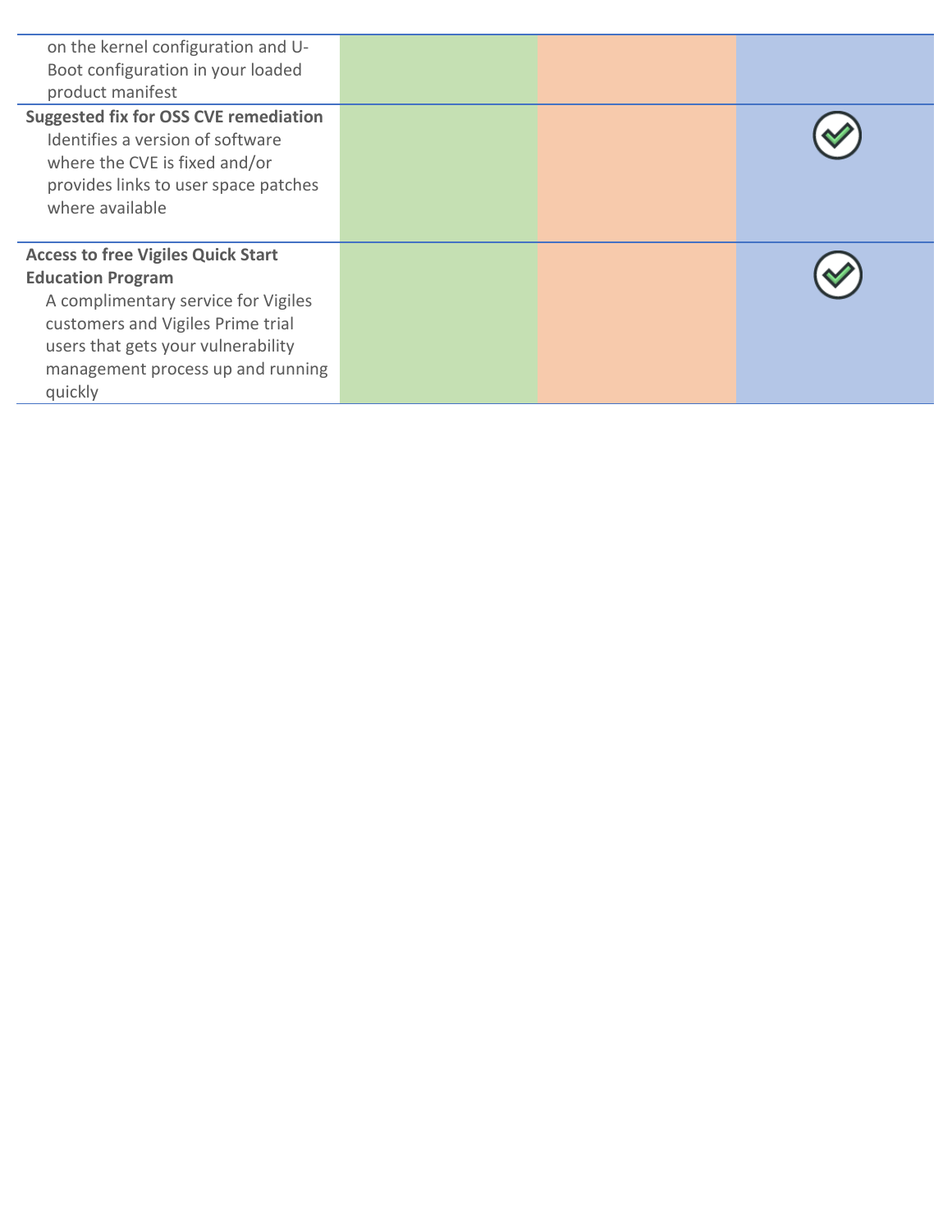| | | | |
|---|---|---|---|
| on the kernel configuration and U-Boot configuration in your loaded product manifest | | | |
| **Suggested fix for OSS CVE remediation** Identifies a version of software where the CVE is fixed and/or provides links to user space patches where available | | | ✓ |
| **Access to free Vigiles Quick Start Education Program** A complimentary service for Vigiles customers and Vigiles Prime trial users that gets your vulnerability management process up and running quickly | | | ✓ |